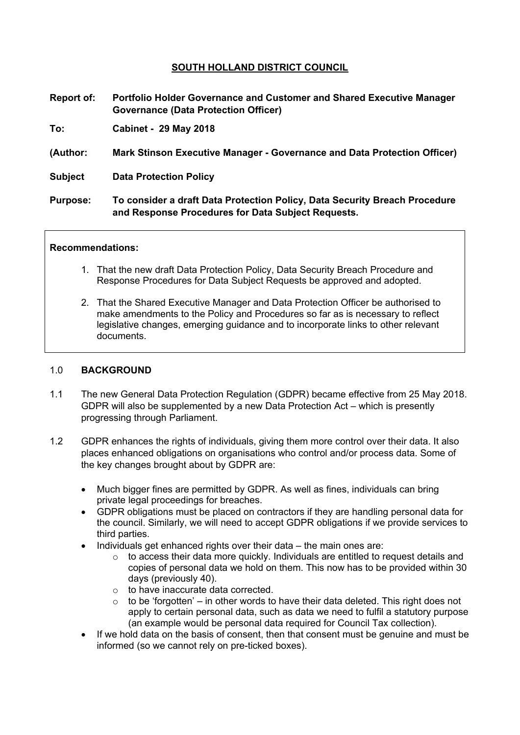# SOUTH HOLLAND DISTRICT COUNCIL

**Report of:** **Portfolio Holder Governance and Customer and Shared Executive Manager Governance (Data Protection Officer)**

**To:** **Cabinet - 29 May 2018**

**(Author:** **Mark Stinson Executive Manager - Governance and Data Protection Officer)**

**Subject** **Data Protection Policy**

**Purpose:** **To consider a draft Data Protection Policy, Data Security Breach Procedure and Response Procedures for Data Subject Requests.**

**Recommendations:**

1. That the new draft Data Protection Policy, Data Security Breach Procedure and Response Procedures for Data Subject Requests be approved and adopted.
2. That the Shared Executive Manager and Data Protection Officer be authorised to make amendments to the Policy and Procedures so far as is necessary to reflect legislative changes, emerging guidance and to incorporate links to other relevant documents.

## 1.0 BACKGROUND

1.1 The new General Data Protection Regulation (GDPR) became effective from 25 May 2018. GDPR will also be supplemented by a new Data Protection Act – which is presently progressing through Parliament.

1.2 GDPR enhances the rights of individuals, giving them more control over their data. It also places enhanced obligations on organisations who control and/or process data. Some of the key changes brought about by GDPR are:

- Much bigger fines are permitted by GDPR. As well as fines, individuals can bring private legal proceedings for breaches.
- GDPR obligations must be placed on contractors if they are handling personal data for the council. Similarly, we will need to accept GDPR obligations if we provide services to third parties.
- Individuals get enhanced rights over their data – the main ones are:
  - to access their data more quickly. Individuals are entitled to request details and copies of personal data we hold on them. This now has to be provided within 30 days (previously 40).
  - to have inaccurate data corrected.
  - to be 'forgotten' – in other words to have their data deleted. This right does not apply to certain personal data, such as data we need to fulfil a statutory purpose (an example would be personal data required for Council Tax collection).
- If we hold data on the basis of consent, then that consent must be genuine and must be informed (so we cannot rely on pre-ticked boxes).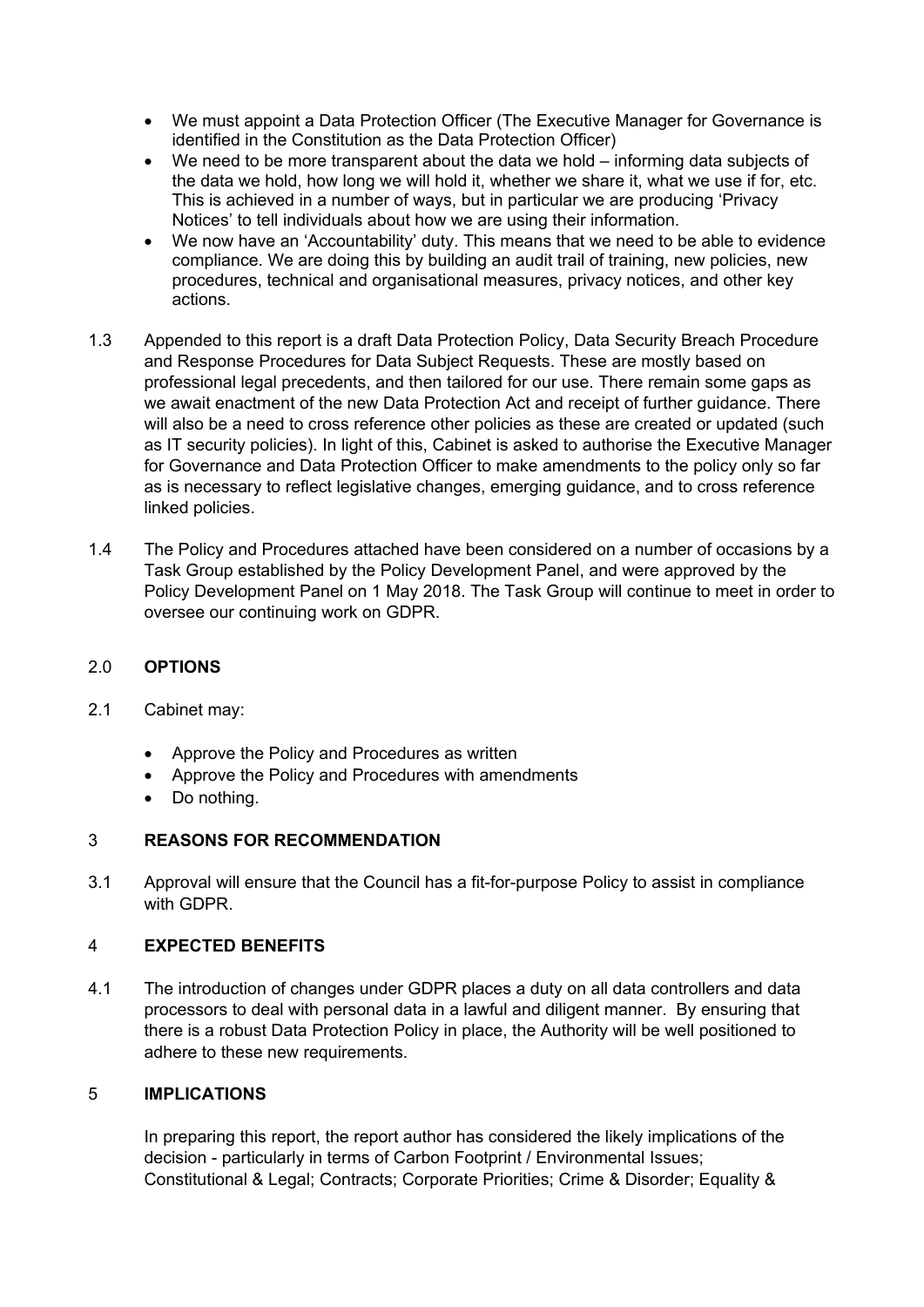- We must appoint a Data Protection Officer (The Executive Manager for Governance is identified in the Constitution as the Data Protection Officer)
- We need to be more transparent about the data we hold – informing data subjects of the data we hold, how long we will hold it, whether we share it, what we use if for, etc. This is achieved in a number of ways, but in particular we are producing 'Privacy Notices' to tell individuals about how we are using their information.
- We now have an 'Accountability' duty. This means that we need to be able to evidence compliance. We are doing this by building an audit trail of training, new policies, new procedures, technical and organisational measures, privacy notices, and other key actions.

1.3 Appended to this report is a draft Data Protection Policy, Data Security Breach Procedure and Response Procedures for Data Subject Requests. These are mostly based on professional legal precedents, and then tailored for our use. There remain some gaps as we await enactment of the new Data Protection Act and receipt of further guidance. There will also be a need to cross reference other policies as these are created or updated (such as IT security policies). In light of this, Cabinet is asked to authorise the Executive Manager for Governance and Data Protection Officer to make amendments to the policy only so far as is necessary to reflect legislative changes, emerging guidance, and to cross reference linked policies.

1.4 The Policy and Procedures attached have been considered on a number of occasions by a Task Group established by the Policy Development Panel, and were approved by the Policy Development Panel on 1 May 2018. The Task Group will continue to meet in order to oversee our continuing work on GDPR.

## 2.0 OPTIONS

2.1 Cabinet may:

- Approve the Policy and Procedures as written
- Approve the Policy and Procedures with amendments
- Do nothing.

## 3 REASONS FOR RECOMMENDATION

3.1 Approval will ensure that the Council has a fit-for-purpose Policy to assist in compliance with GDPR.

## 4 EXPECTED BENEFITS

4.1 The introduction of changes under GDPR places a duty on all data controllers and data processors to deal with personal data in a lawful and diligent manner. By ensuring that there is a robust Data Protection Policy in place, the Authority will be well positioned to adhere to these new requirements.

## 5 IMPLICATIONS

In preparing this report, the report author has considered the likely implications of the decision - particularly in terms of Carbon Footprint / Environmental Issues; Constitutional & Legal; Contracts; Corporate Priorities; Crime & Disorder; Equality &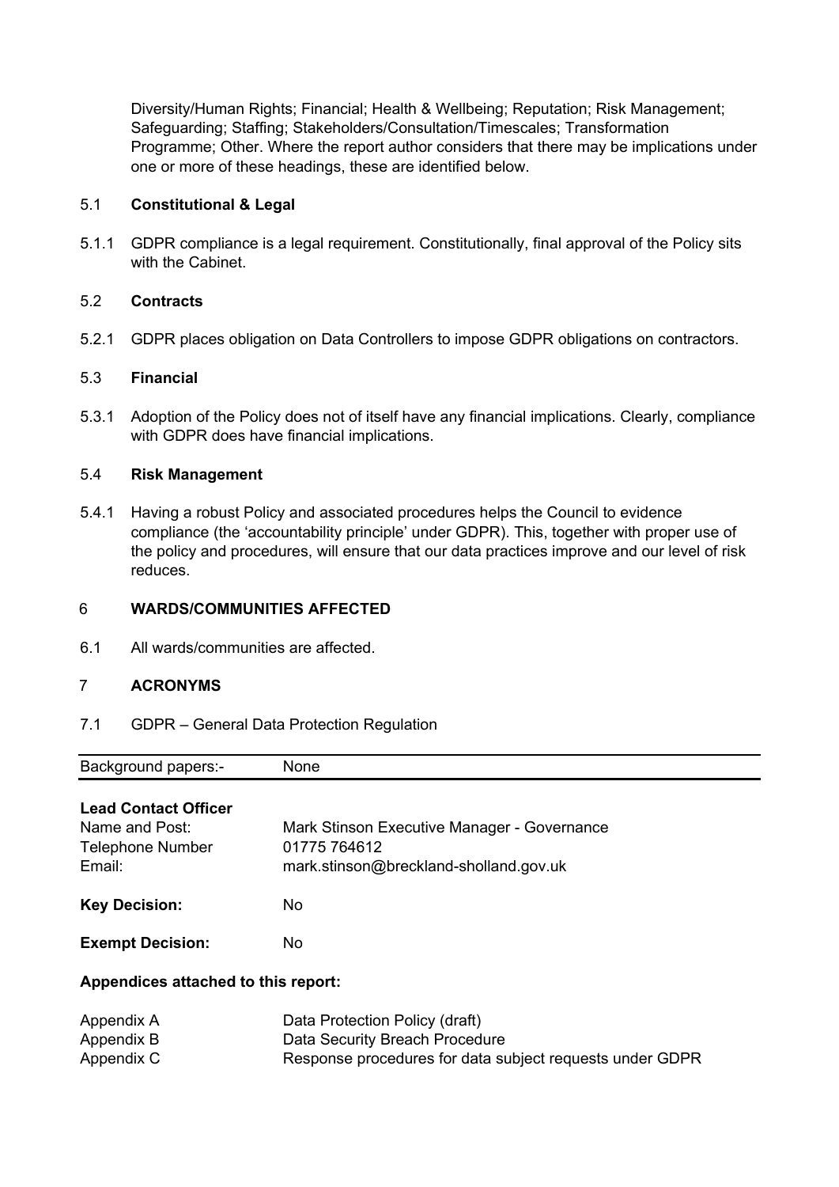Diversity/Human Rights; Financial; Health & Wellbeing; Reputation; Risk Management; Safeguarding; Staffing; Stakeholders/Consultation/Timescales; Transformation Programme; Other. Where the report author considers that there may be implications under one or more of these headings, these are identified below.

### 5.1 Constitutional & Legal

5.1.1 GDPR compliance is a legal requirement. Constitutionally, final approval of the Policy sits with the Cabinet.

### 5.2 Contracts

5.2.1 GDPR places obligation on Data Controllers to impose GDPR obligations on contractors.

### 5.3 Financial

5.3.1 Adoption of the Policy does not of itself have any financial implications. Clearly, compliance with GDPR does have financial implications.

### 5.4 Risk Management

5.4.1 Having a robust Policy and associated procedures helps the Council to evidence compliance (the 'accountability principle' under GDPR). This, together with proper use of the policy and procedures, will ensure that our data practices improve and our level of risk reduces.

## 6 WARDS/COMMUNITIES AFFECTED

6.1 All wards/communities are affected.

## 7 ACRONYMS

7.1 GDPR – General Data Protection Regulation

| | |
|---|---|
| Background papers:- | None |

**Lead Contact Officer**

| | |
|---|---|
| Name and Post: | Mark Stinson Executive Manager - Governance |
| Telephone Number | 01775 764612 |
| Email: | mark.stinson@breckland-sholland.gov.uk |

**Key Decision:** No

**Exempt Decision:** No

**Appendices attached to this report:**

| | |
|---|---|
| Appendix A | Data Protection Policy (draft) |
| Appendix B | Data Security Breach Procedure |
| Appendix C | Response procedures for data subject requests under GDPR |